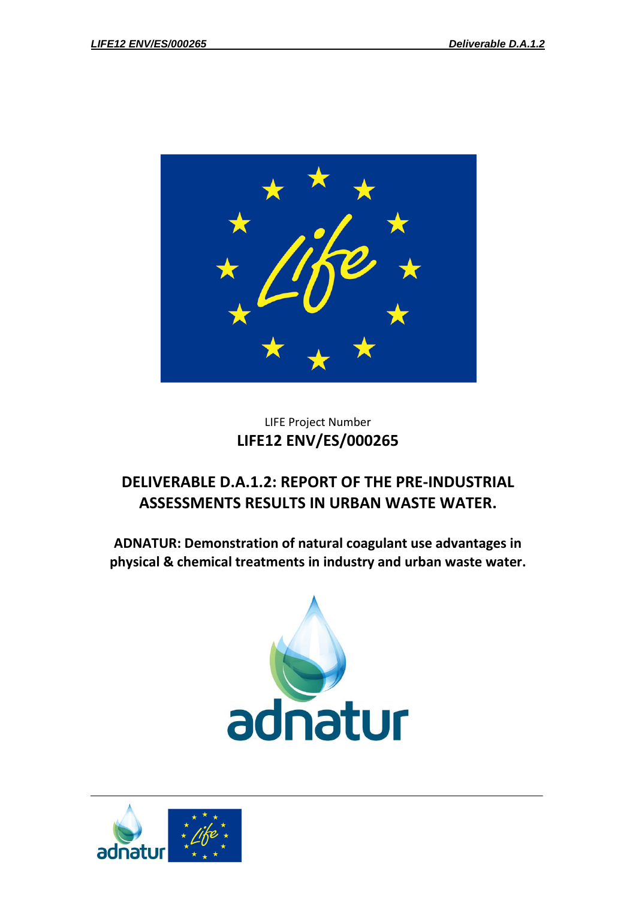LIFE Project Number

**LIFE12 ENV/ES/000265**

# DELIVERABLE D.A.1.2: REPORT OF THE PRE-INDUSTRIAL ASSESSMENTS RESULTS IN URBAN WASTE WATER.

**ADNATUR: Demonstration of natural coagulant use advantages in physical & chemical treatments in industry and urban waste water.**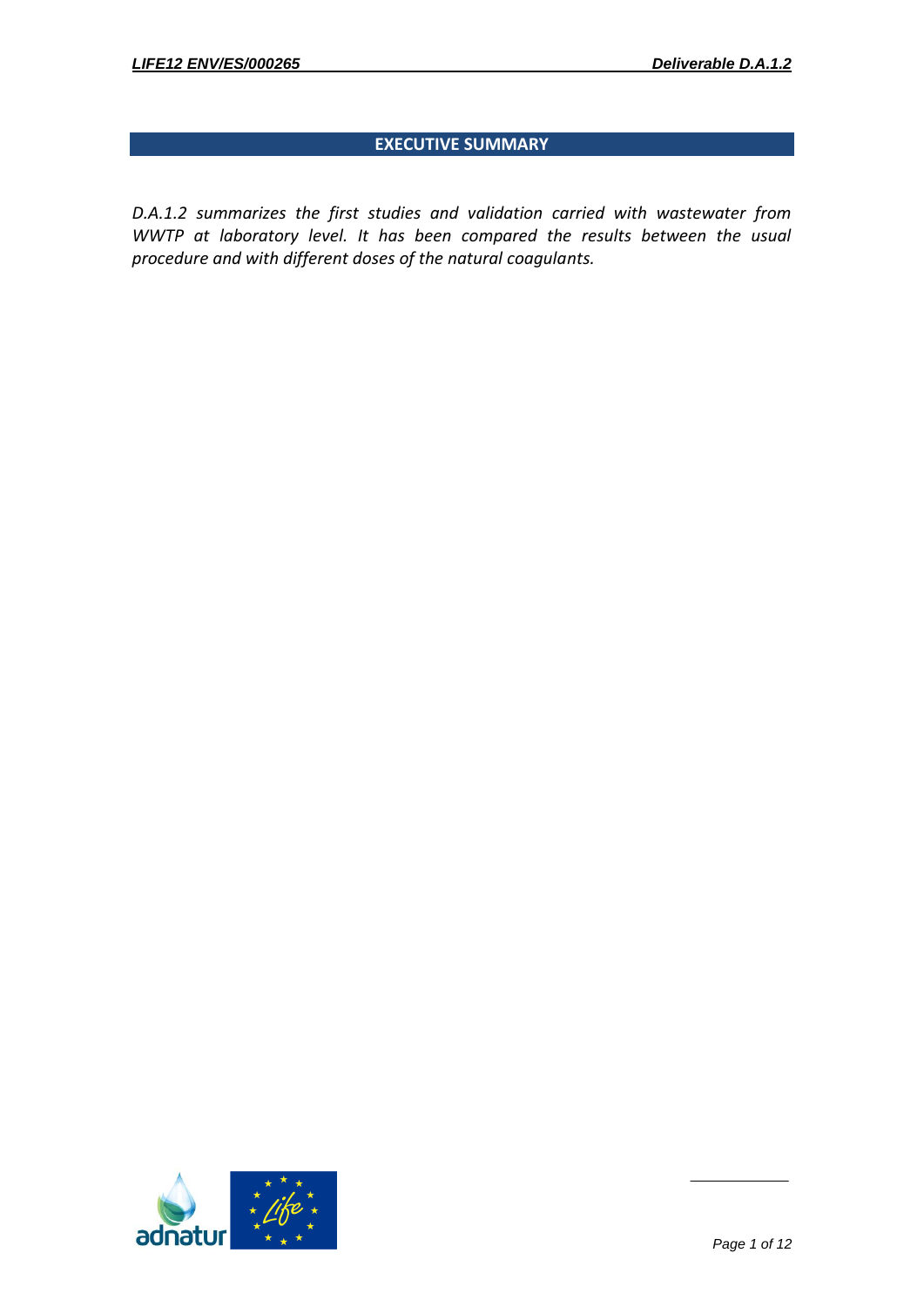## EXECUTIVE SUMMARY

*D.A.1.2 summarizes the first studies and validation carried with wastewater from WWTP at laboratory level. It has been compared the results between the usual procedure and with different doses of the natural coagulants.*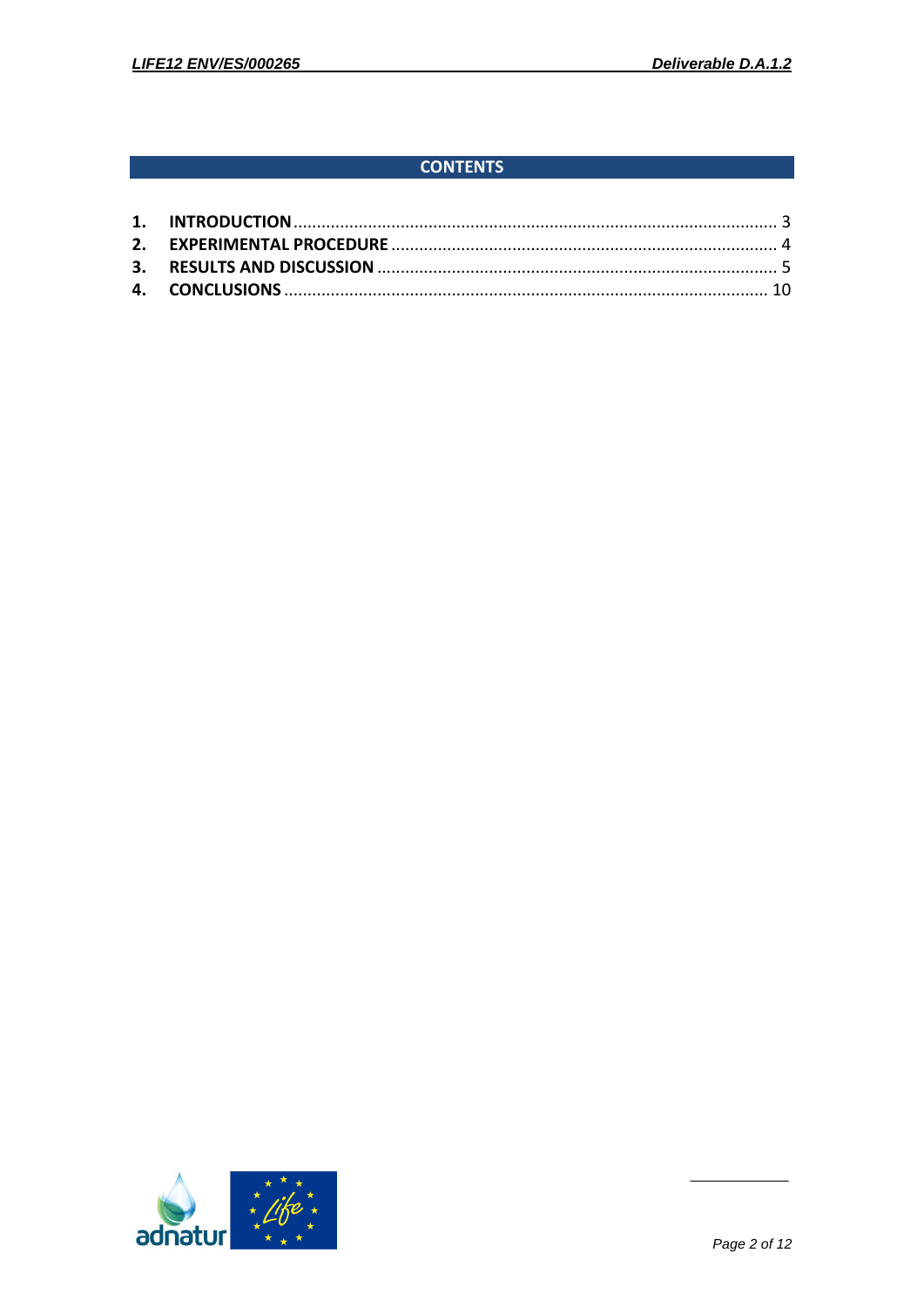# CONTENTS

1. **INTRODUCTION** ........................................................................................................ 3
2. **EXPERIMENTAL PROCEDURE** .................................................................................... 4
3. **RESULTS AND DISCUSSION** ....................................................................................... 5
4. **CONCLUSIONS** ......................................................................................................... 10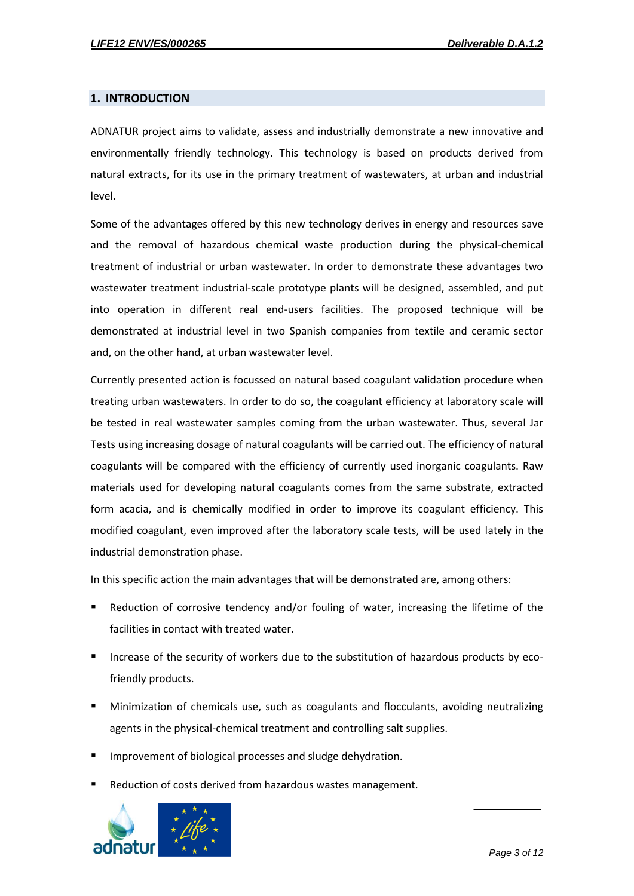## 1. INTRODUCTION

ADNATUR project aims to validate, assess and industrially demonstrate a new innovative and environmentally friendly technology. This technology is based on products derived from natural extracts, for its use in the primary treatment of wastewaters, at urban and industrial level.

Some of the advantages offered by this new technology derives in energy and resources save and the removal of hazardous chemical waste production during the physical-chemical treatment of industrial or urban wastewater. In order to demonstrate these advantages two wastewater treatment industrial-scale prototype plants will be designed, assembled, and put into operation in different real end-users facilities. The proposed technique will be demonstrated at industrial level in two Spanish companies from textile and ceramic sector and, on the other hand, at urban wastewater level.

Currently presented action is focussed on natural based coagulant validation procedure when treating urban wastewaters. In order to do so, the coagulant efficiency at laboratory scale will be tested in real wastewater samples coming from the urban wastewater. Thus, several Jar Tests using increasing dosage of natural coagulants will be carried out. The efficiency of natural coagulants will be compared with the efficiency of currently used inorganic coagulants. Raw materials used for developing natural coagulants comes from the same substrate, extracted form acacia, and is chemically modified in order to improve its coagulant efficiency. This modified coagulant, even improved after the laboratory scale tests, will be used lately in the industrial demonstration phase.

In this specific action the main advantages that will be demonstrated are, among others:

- Reduction of corrosive tendency and/or fouling of water, increasing the lifetime of the facilities in contact with treated water.
- Increase of the security of workers due to the substitution of hazardous products by eco-friendly products.
- Minimization of chemicals use, such as coagulants and flocculants, avoiding neutralizing agents in the physical-chemical treatment and controlling salt supplies.
- Improvement of biological processes and sludge dehydration.
- Reduction of costs derived from hazardous wastes management.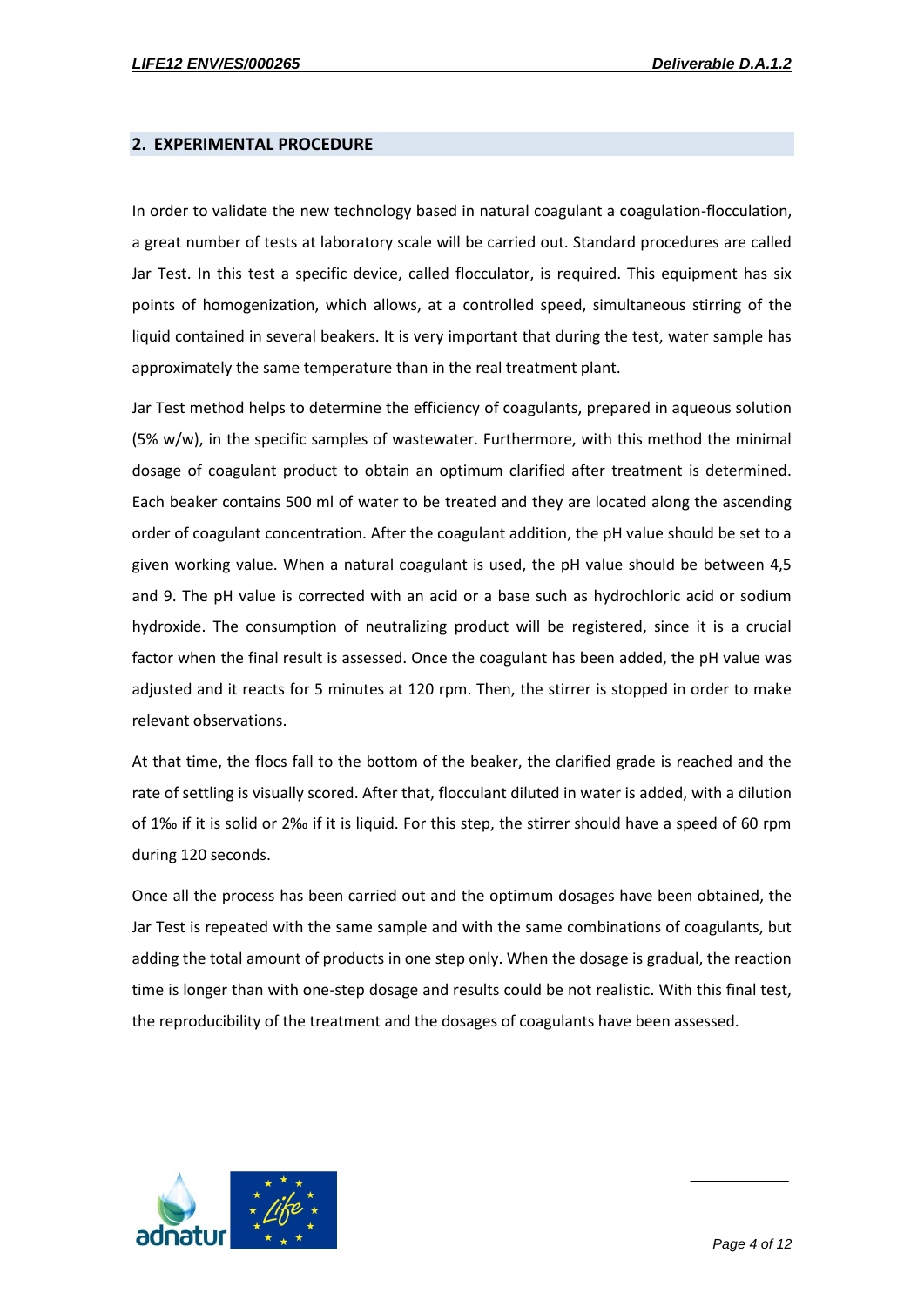## 2. EXPERIMENTAL PROCEDURE

In order to validate the new technology based in natural coagulant a coagulation-flocculation, a great number of tests at laboratory scale will be carried out. Standard procedures are called Jar Test. In this test a specific device, called flocculator, is required. This equipment has six points of homogenization, which allows, at a controlled speed, simultaneous stirring of the liquid contained in several beakers. It is very important that during the test, water sample has approximately the same temperature than in the real treatment plant.

Jar Test method helps to determine the efficiency of coagulants, prepared in aqueous solution (5% w/w), in the specific samples of wastewater. Furthermore, with this method the minimal dosage of coagulant product to obtain an optimum clarified after treatment is determined. Each beaker contains 500 ml of water to be treated and they are located along the ascending order of coagulant concentration. After the coagulant addition, the pH value should be set to a given working value. When a natural coagulant is used, the pH value should be between 4,5 and 9. The pH value is corrected with an acid or a base such as hydrochloric acid or sodium hydroxide. The consumption of neutralizing product will be registered, since it is a crucial factor when the final result is assessed. Once the coagulant has been added, the pH value was adjusted and it reacts for 5 minutes at 120 rpm. Then, the stirrer is stopped in order to make relevant observations.

At that time, the flocs fall to the bottom of the beaker, the clarified grade is reached and the rate of settling is visually scored. After that, flocculant diluted in water is added, with a dilution of 1‰ if it is solid or 2‰ if it is liquid. For this step, the stirrer should have a speed of 60 rpm during 120 seconds.

Once all the process has been carried out and the optimum dosages have been obtained, the Jar Test is repeated with the same sample and with the same combinations of coagulants, but adding the total amount of products in one step only. When the dosage is gradual, the reaction time is longer than with one-step dosage and results could be not realistic. With this final test, the reproducibility of the treatment and the dosages of coagulants have been assessed.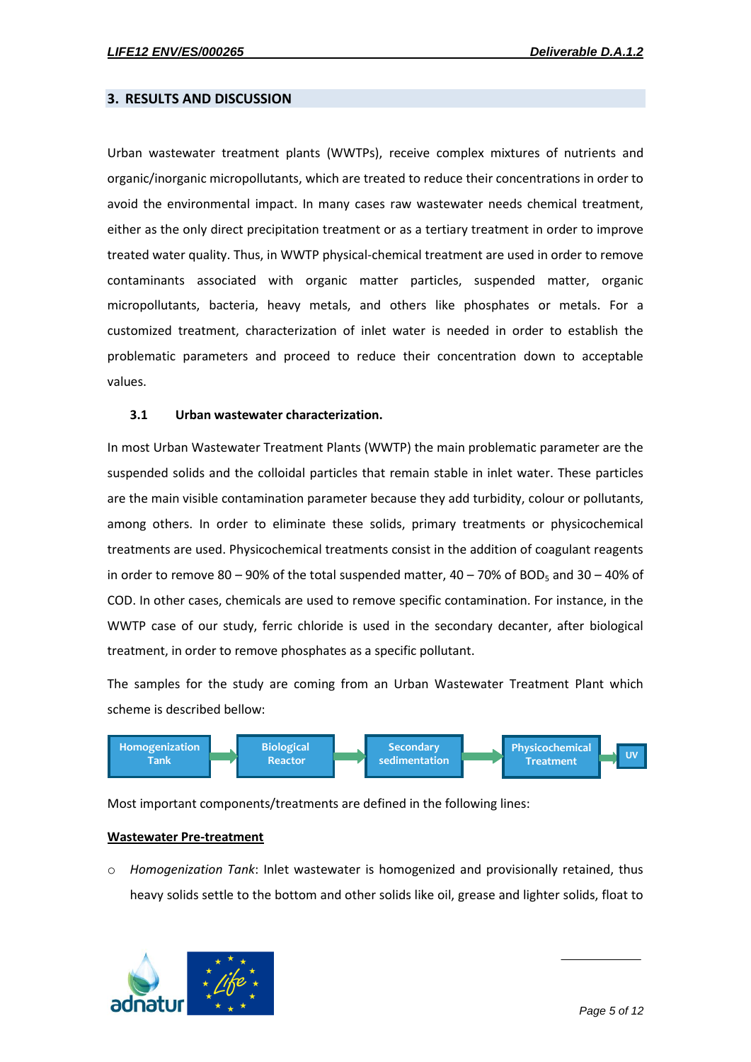## 3. RESULTS AND DISCUSSION

Urban wastewater treatment plants (WWTPs), receive complex mixtures of nutrients and organic/inorganic micropollutants, which are treated to reduce their concentrations in order to avoid the environmental impact. In many cases raw wastewater needs chemical treatment, either as the only direct precipitation treatment or as a tertiary treatment in order to improve treated water quality. Thus, in WWTP physical-chemical treatment are used in order to remove contaminants associated with organic matter particles, suspended matter, organic micropollutants, bacteria, heavy metals, and others like phosphates or metals. For a customized treatment, characterization of inlet water is needed in order to establish the problematic parameters and proceed to reduce their concentration down to acceptable values.

### 3.1 Urban wastewater characterization.

In most Urban Wastewater Treatment Plants (WWTP) the main problematic parameter are the suspended solids and the colloidal particles that remain stable in inlet water. These particles are the main visible contamination parameter because they add turbidity, colour or pollutants, among others. In order to eliminate these solids, primary treatments or physicochemical treatments are used. Physicochemical treatments consist in the addition of coagulant reagents in order to remove 80 – 90% of the total suspended matter, 40 – 70% of $BOD_5$ and 30 – 40% of COD. In other cases, chemicals are used to remove specific contamination. For instance, in the WWTP case of our study, ferric chloride is used in the secondary decanter, after biological treatment, in order to remove phosphates as a specific pollutant.

The samples for the study are coming from an Urban Wastewater Treatment Plant which scheme is described bellow:

Homogenization Tank → Biological Reactor → Secondary sedimentation → Physicochemical Treatment → UV

Most important components/treatments are defined in the following lines:

**Wastewater Pre-treatment**

- *Homogenization Tank*: Inlet wastewater is homogenized and provisionally retained, thus heavy solids settle to the bottom and other solids like oil, grease and lighter solids, float to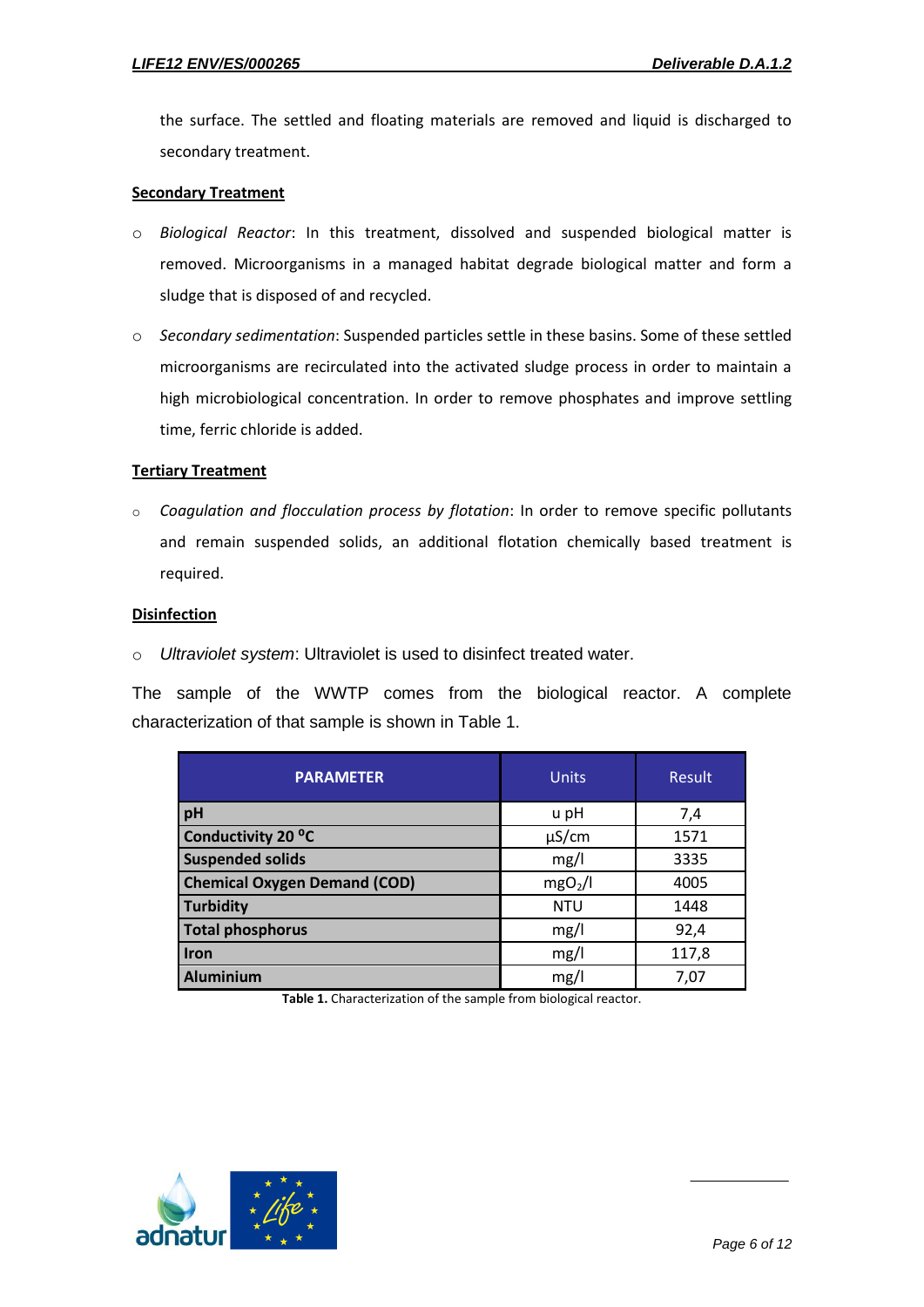the surface. The settled and floating materials are removed and liquid is discharged to secondary treatment.

**Secondary Treatment**

- *Biological Reactor*: In this treatment, dissolved and suspended biological matter is removed. Microorganisms in a managed habitat degrade biological matter and form a sludge that is disposed of and recycled.
- *Secondary sedimentation*: Suspended particles settle in these basins. Some of these settled microorganisms are recirculated into the activated sludge process in order to maintain a high microbiological concentration. In order to remove phosphates and improve settling time, ferric chloride is added.

**Tertiary Treatment**

- *Coagulation and flocculation process by flotation*: In order to remove specific pollutants and remain suspended solids, an additional flotation chemically based treatment is required.

**Disinfection**

- *Ultraviolet system*: Ultraviolet is used to disinfect treated water.

The sample of the WWTP comes from the biological reactor. A complete characterization of that sample is shown in Table 1.

| PARAMETER | Units | Result |
|---|---|---|
| **pH** | u pH | 7,4 |
| **Conductivity 20 ºC** | µS/cm | 1571 |
| **Suspended solids** | mg/l | 3335 |
| **Chemical Oxygen Demand (COD)** | $mgO_2/l$ | 4005 |
| **Turbidity** | NTU | 1448 |
| **Total phosphorus** | mg/l | 92,4 |
| **Iron** | mg/l | 117,8 |
| **Aluminium** | mg/l | 7,07 |

**Table 1.** Characterization of the sample from biological reactor.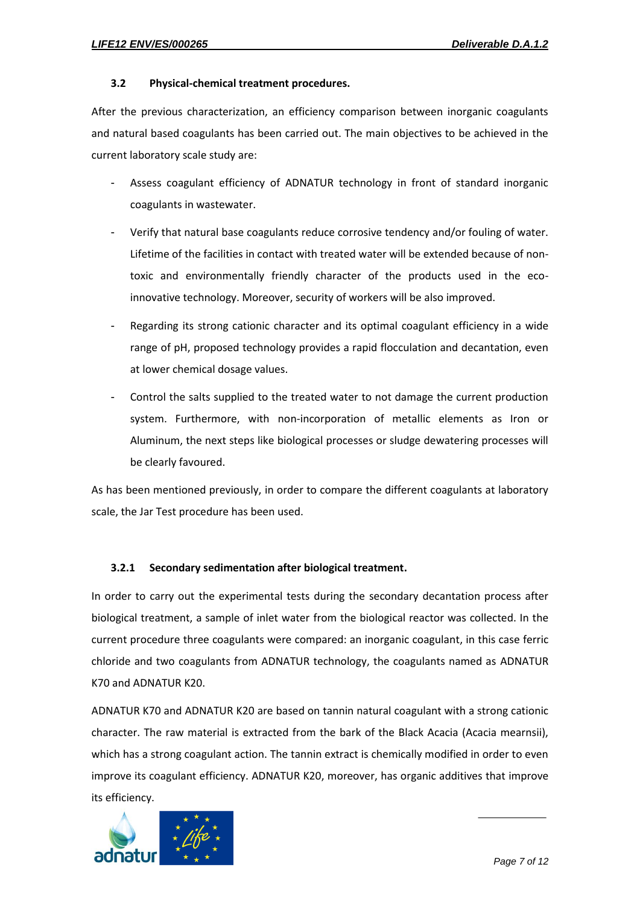### 3.2 Physical-chemical treatment procedures.

After the previous characterization, an efficiency comparison between inorganic coagulants and natural based coagulants has been carried out. The main objectives to be achieved in the current laboratory scale study are:

- Assess coagulant efficiency of ADNATUR technology in front of standard inorganic coagulants in wastewater.
- Verify that natural base coagulants reduce corrosive tendency and/or fouling of water. Lifetime of the facilities in contact with treated water will be extended because of non-toxic and environmentally friendly character of the products used in the eco-innovative technology. Moreover, security of workers will be also improved.
- Regarding its strong cationic character and its optimal coagulant efficiency in a wide range of pH, proposed technology provides a rapid flocculation and decantation, even at lower chemical dosage values.
- Control the salts supplied to the treated water to not damage the current production system. Furthermore, with non-incorporation of metallic elements as Iron or Aluminum, the next steps like biological processes or sludge dewatering processes will be clearly favoured.

As has been mentioned previously, in order to compare the different coagulants at laboratory scale, the Jar Test procedure has been used.

#### 3.2.1 Secondary sedimentation after biological treatment.

In order to carry out the experimental tests during the secondary decantation process after biological treatment, a sample of inlet water from the biological reactor was collected. In the current procedure three coagulants were compared: an inorganic coagulant, in this case ferric chloride and two coagulants from ADNATUR technology, the coagulants named as ADNATUR K70 and ADNATUR K20.

ADNATUR K70 and ADNATUR K20 are based on tannin natural coagulant with a strong cationic character. The raw material is extracted from the bark of the Black Acacia (Acacia mearnsii), which has a strong coagulant action. The tannin extract is chemically modified in order to even improve its coagulant efficiency. ADNATUR K20, moreover, has organic additives that improve its efficiency.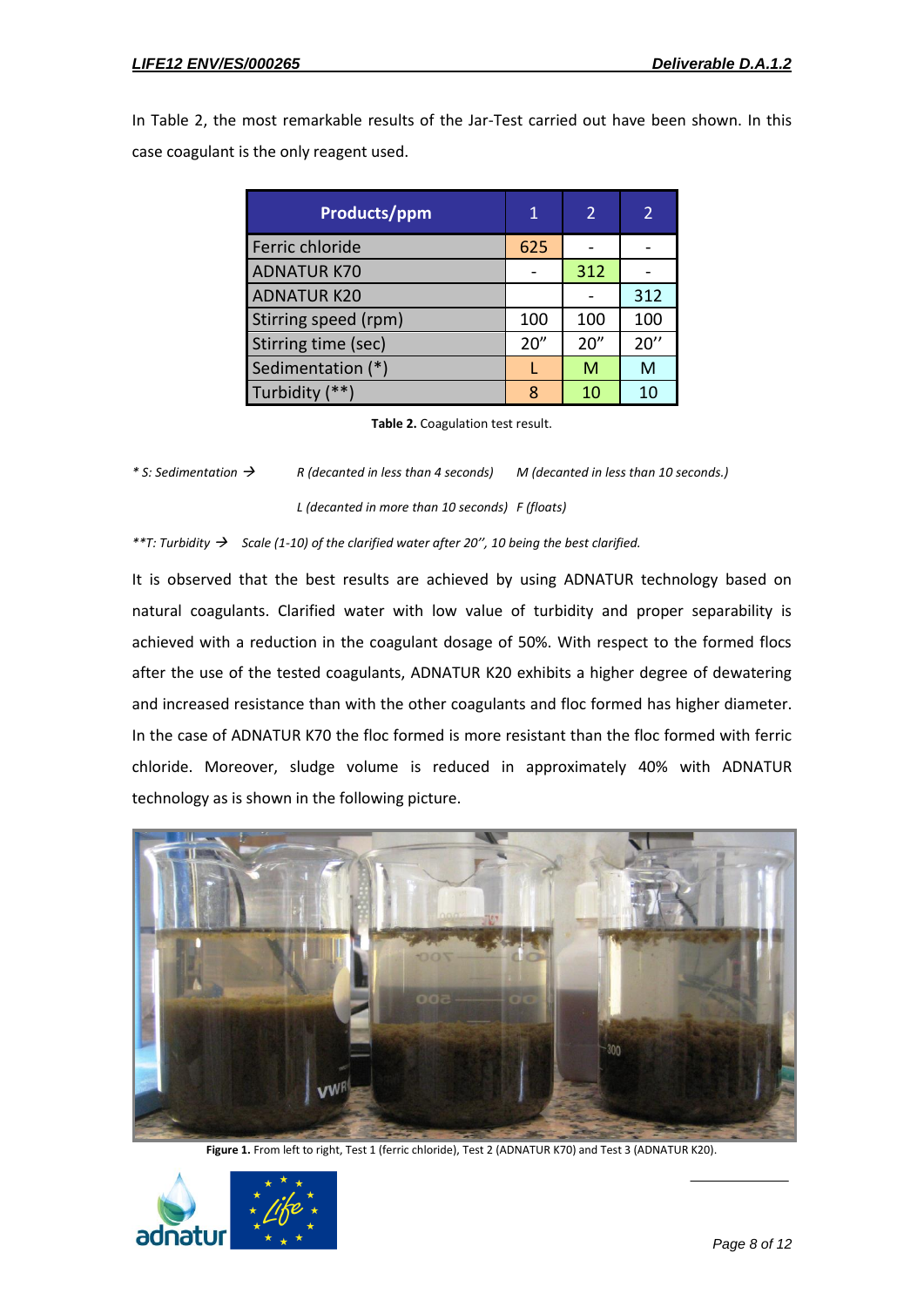In Table 2, the most remarkable results of the Jar-Test carried out have been shown. In this case coagulant is the only reagent used.

| Products/ppm | 1 | 2 | 2 |
|---|---|---|---|
| Ferric chloride | 625 | - | - |
| ADNATUR K70 | - | 312 | - |
| ADNATUR K20 | | - | 312 |
| Stirring speed (rpm) | 100 | 100 | 100 |
| Stirring time (sec) | 20" | 20" | 20'' |
| Sedimentation (*) | L | M | M |
| Turbidity (**) | 8 | 10 | 10 |

**Table 2.** Coagulation test result.

*\* S: Sedimentation → R (decanted in less than 4 seconds) M (decanted in less than 10 seconds.)*

*L (decanted in more than 10 seconds) F (floats)*

*\*\*T: Turbidity → Scale (1-10) of the clarified water after 20'', 10 being the best clarified.*

It is observed that the best results are achieved by using ADNATUR technology based on natural coagulants. Clarified water with low value of turbidity and proper separability is achieved with a reduction in the coagulant dosage of 50%. With respect to the formed flocs after the use of the tested coagulants, ADNATUR K20 exhibits a higher degree of dewatering and increased resistance than with the other coagulants and floc formed has higher diameter. In the case of ADNATUR K70 the floc formed is more resistant than the floc formed with ferric chloride. Moreover, sludge volume is reduced in approximately 40% with ADNATUR technology as is shown in the following picture.

**Figure 1.** From left to right, Test 1 (ferric chloride), Test 2 (ADNATUR K70) and Test 3 (ADNATUR K20).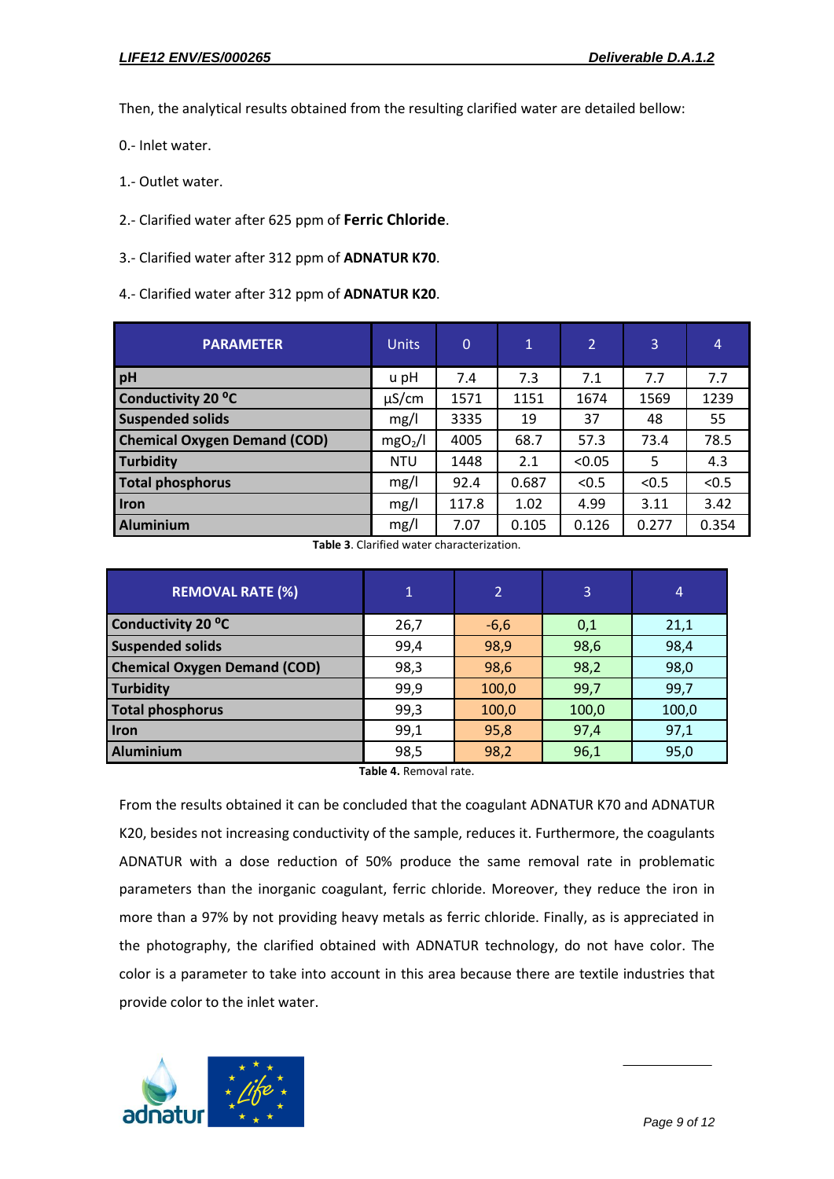Then, the analytical results obtained from the resulting clarified water are detailed bellow:

0.- Inlet water.

1.- Outlet water.

2.- Clarified water after 625 ppm of **Ferric Chloride**.

3.- Clarified water after 312 ppm of **ADNATUR K70**.

4.- Clarified water after 312 ppm of **ADNATUR K20**.

| PARAMETER | Units | 0 | 1 | 2 | 3 | 4 |
|---|---|---|---|---|---|---|
| **pH** | u pH | 7.4 | 7.3 | 7.1 | 7.7 | 7.7 |
| **Conductivity 20 ºC** | µS/cm | 1571 | 1151 | 1674 | 1569 | 1239 |
| **Suspended solids** | mg/l | 3335 | 19 | 37 | 48 | 55 |
| **Chemical Oxygen Demand (COD)** | $mgO_2/l$ | 4005 | 68.7 | 57.3 | 73.4 | 78.5 |
| **Turbidity** | NTU | 1448 | 2.1 | <0.05 | 5 | 4.3 |
| **Total phosphorus** | mg/l | 92.4 | 0.687 | <0.5 | <0.5 | <0.5 |
| **Iron** | mg/l | 117.8 | 1.02 | 4.99 | 3.11 | 3.42 |
| **Aluminium** | mg/l | 7.07 | 0.105 | 0.126 | 0.277 | 0.354 |

**Table 3**. Clarified water characterization.

| REMOVAL RATE (%) | 1 | 2 | 3 | 4 |
|---|---|---|---|---|
| **Conductivity 20 ºC** | 26,7 | -6,6 | 0,1 | 21,1 |
| **Suspended solids** | 99,4 | 98,9 | 98,6 | 98,4 |
| **Chemical Oxygen Demand (COD)** | 98,3 | 98,6 | 98,2 | 98,0 |
| **Turbidity** | 99,9 | 100,0 | 99,7 | 99,7 |
| **Total phosphorus** | 99,3 | 100,0 | 100,0 | 100,0 |
| **Iron** | 99,1 | 95,8 | 97,4 | 97,1 |
| **Aluminium** | 98,5 | 98,2 | 96,1 | 95,0 |

**Table 4.** Removal rate.

From the results obtained it can be concluded that the coagulant ADNATUR K70 and ADNATUR K20, besides not increasing conductivity of the sample, reduces it. Furthermore, the coagulants ADNATUR with a dose reduction of 50% produce the same removal rate in problematic parameters than the inorganic coagulant, ferric chloride. Moreover, they reduce the iron in more than a 97% by not providing heavy metals as ferric chloride. Finally, as is appreciated in the photography, the clarified obtained with ADNATUR technology, do not have color. The color is a parameter to take into account in this area because there are textile industries that provide color to the inlet water.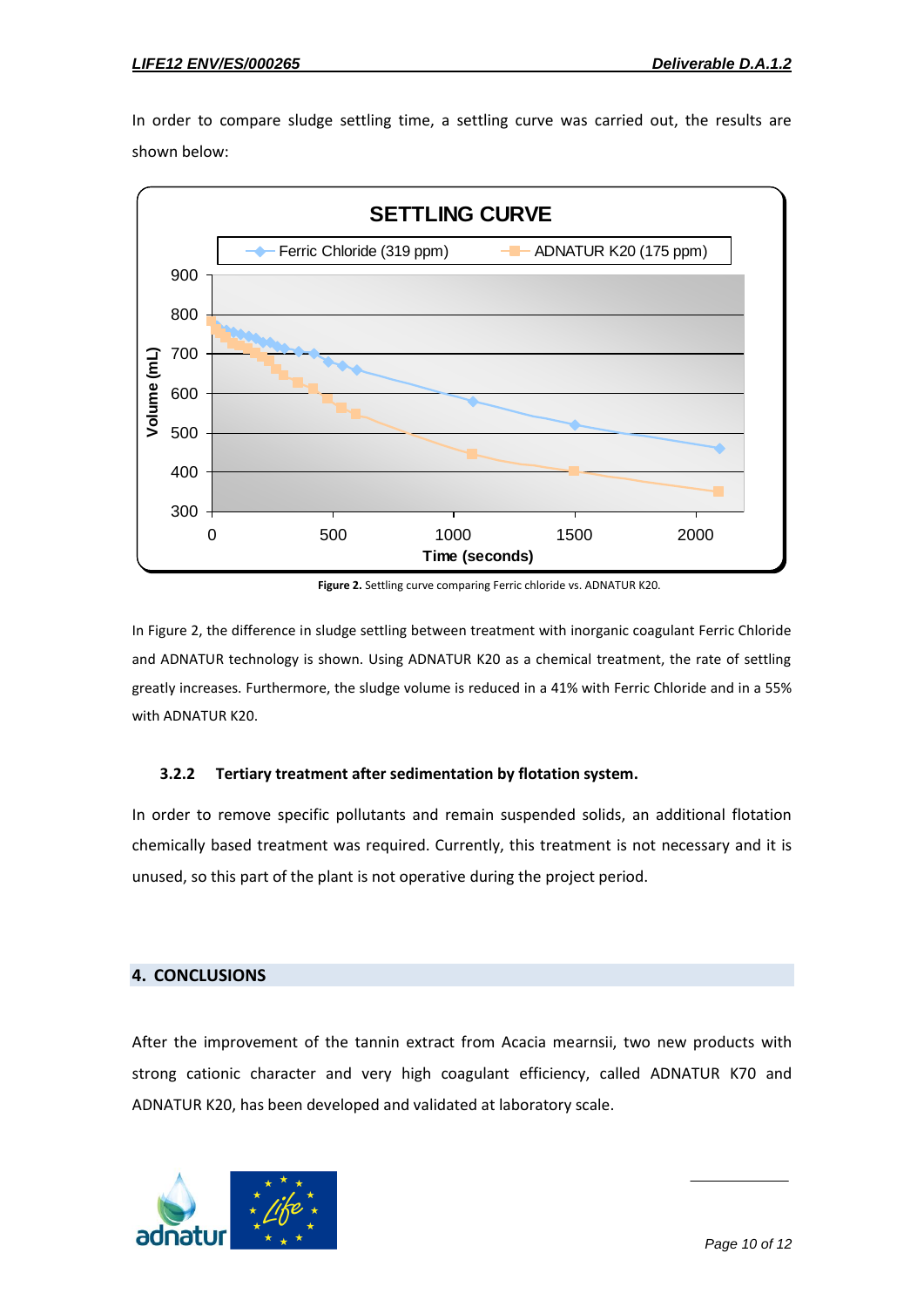In order to compare sludge settling time, a settling curve was carried out, the results are shown below:

**Figure 2.** Settling curve comparing Ferric chloride vs. ADNATUR K20.

In Figure 2, the difference in sludge settling between treatment with inorganic coagulant Ferric Chloride and ADNATUR technology is shown. Using ADNATUR K20 as a chemical treatment, the rate of settling greatly increases. Furthermore, the sludge volume is reduced in a 41% with Ferric Chloride and in a 55% with ADNATUR K20.

### 3.2.2 Tertiary treatment after sedimentation by flotation system.

In order to remove specific pollutants and remain suspended solids, an additional flotation chemically based treatment was required. Currently, this treatment is not necessary and it is unused, so this part of the plant is not operative during the project period.

## 4. CONCLUSIONS

After the improvement of the tannin extract from Acacia mearnsii, two new products with strong cationic character and very high coagulant efficiency, called ADNATUR K70 and ADNATUR K20, has been developed and validated at laboratory scale.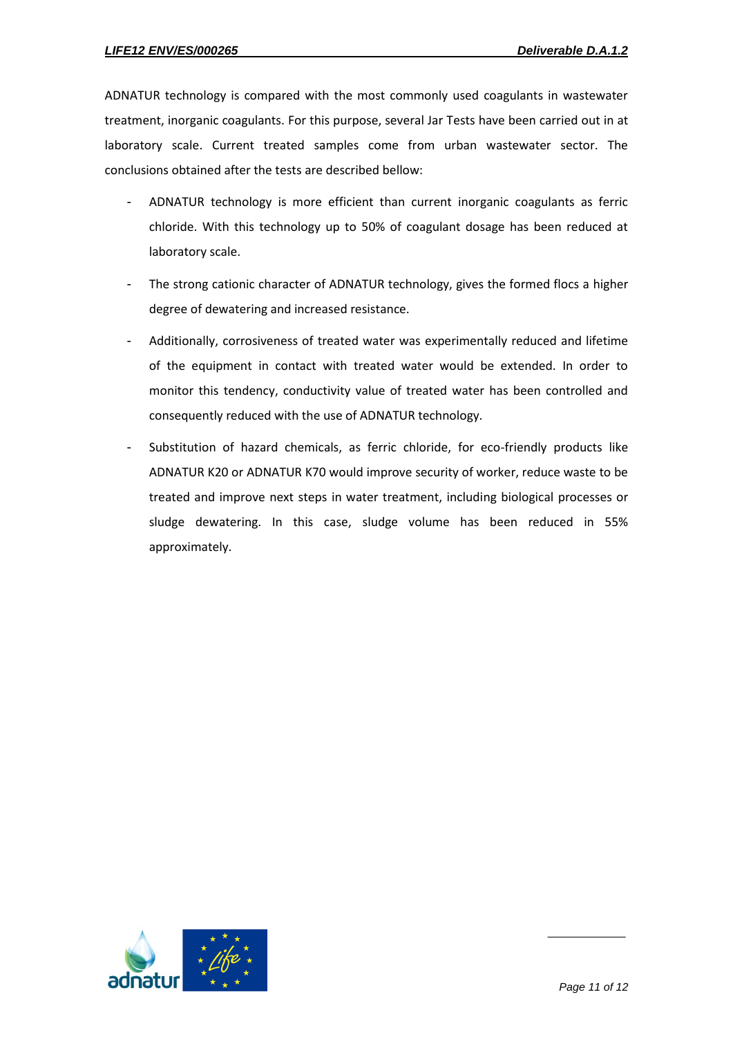ADNATUR technology is compared with the most commonly used coagulants in wastewater treatment, inorganic coagulants. For this purpose, several Jar Tests have been carried out in at laboratory scale. Current treated samples come from urban wastewater sector. The conclusions obtained after the tests are described bellow:

- ADNATUR technology is more efficient than current inorganic coagulants as ferric chloride. With this technology up to 50% of coagulant dosage has been reduced at laboratory scale.
- The strong cationic character of ADNATUR technology, gives the formed flocs a higher degree of dewatering and increased resistance.
- Additionally, corrosiveness of treated water was experimentally reduced and lifetime of the equipment in contact with treated water would be extended. In order to monitor this tendency, conductivity value of treated water has been controlled and consequently reduced with the use of ADNATUR technology.
- Substitution of hazard chemicals, as ferric chloride, for eco-friendly products like ADNATUR K20 or ADNATUR K70 would improve security of worker, reduce waste to be treated and improve next steps in water treatment, including biological processes or sludge dewatering. In this case, sludge volume has been reduced in 55% approximately.